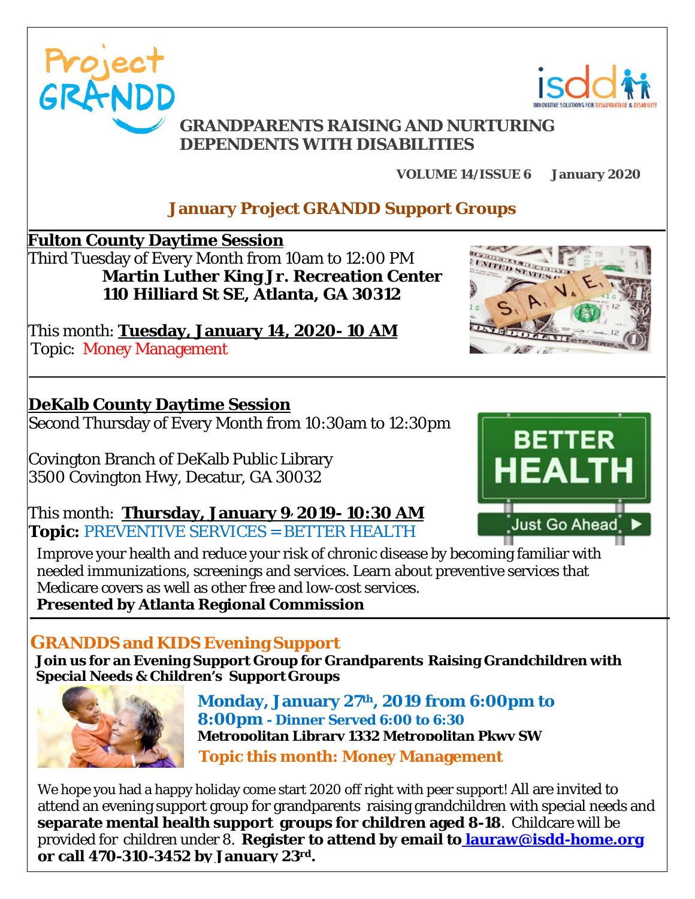Project GRANDD

isdd — INNOVATIVE SOLUTIONS FOR DISADVANTAGE & DISABILITY

# GRANDPARENTS RAISING AND NURTURING DEPENDENTS WITH DISABILITIES

**VOLUME 14/ISSUE 6 January 2020**

## January Project GRANDD Support Groups

### Fulton County Daytime Session

Third Tuesday of Every Month from 10am to 12:00 PM

**Martin Luther King Jr. Recreation Center**
**110 Hilliard St SE, Atlanta, GA 30312**

This month: **Tuesday, January 14, 2020- 10 AM**
Topic: Money Management

### DeKalb County Daytime Session

Second Thursday of Every Month from 10:30am to 12:30pm

Covington Branch of DeKalb Public Library
3500 Covington Hwy, Decatur, GA 30032

This month: **Thursday, January 9, 2019- 10:30 AM**
**Topic:** PREVENTIVE SERVICES = BETTER HEALTH

Improve your health and reduce your risk of chronic disease by becoming familiar with needed immunizations, screenings and services. Learn about preventive services that Medicare covers as well as other free and low-cost services.
**Presented by Atlanta Regional Commission**

### GRANDDS and KIDS Evening Support

**Join us for an Evening Support Group for Grandparents Raising Grandchildren with Special Needs & Children's Support Groups**

**Monday, January 27th, 2019 from 6:00pm to 8:00pm - Dinner Served 6:00 to 6:30**
**Metropolitan Library 1332 Metropolitan Pkwy SW**
**Topic this month: Money Management**

We hope you had a happy holiday come start 2020 off right with peer support! All are invited to attend an evening support group for grandparents raising grandchildren with special needs and **separate mental health support groups for children aged 8-18**. Childcare will be provided for children under 8. **Register to attend by email to lauraw@isdd-home.org or call 470-310-3452 by January 23rd.**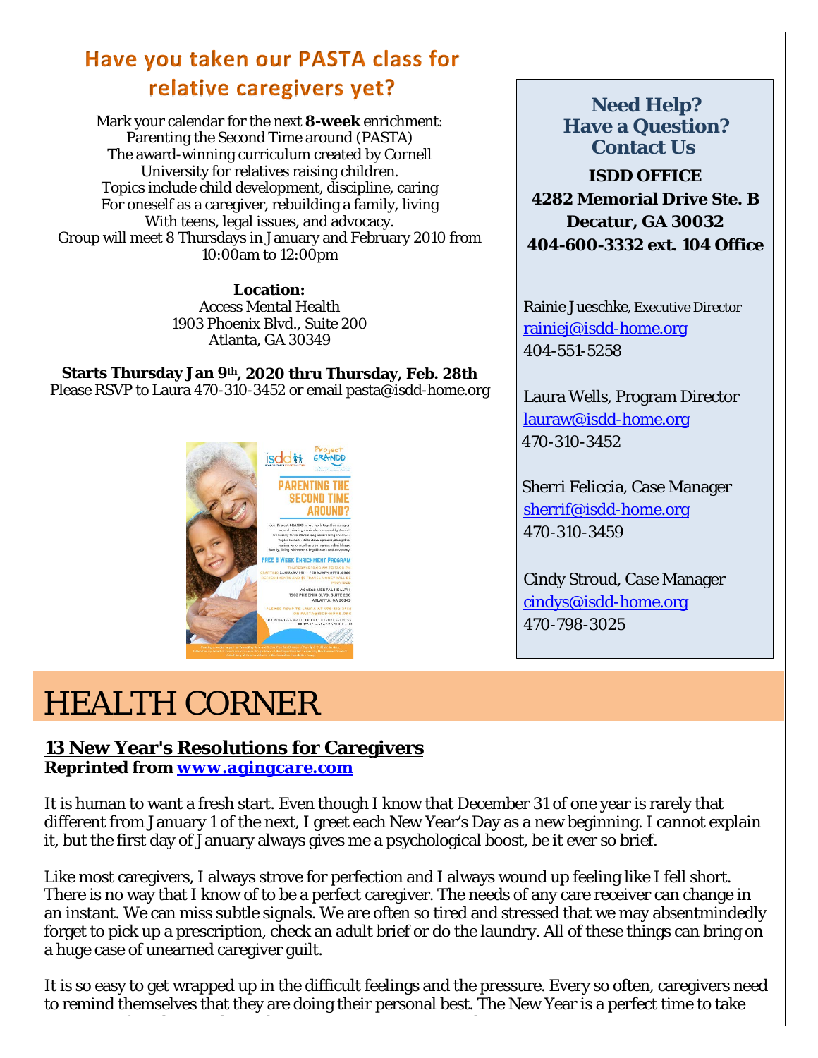## Have you taken our PASTA class for relative caregivers yet?

Mark your calendar for the next **8-week** enrichment:
Parenting the Second Time around (PASTA)
The award-winning curriculum created by Cornell University for relatives raising children.
Topics include child development, discipline, caring For oneself as a caregiver, rebuilding a family, living With teens, legal issues, and advocacy.
Group will meet 8 Thursdays in January and February 2010 from 10:00am to 12:00pm

**Location:**
Access Mental Health
1903 Phoenix Blvd., Suite 200
Atlanta, GA 30349

**Starts Thursday Jan 9th, 2020 thru Thursday, Feb. 28th**
Please RSVP to Laura 470-310-3452 or email pasta@isdd-home.org

### Need Help? Have a Question? Contact Us

**ISDD OFFICE**
**4282 Memorial Drive Ste. B**
**Decatur, GA 30032**
**404-600-3332 ext. 104 Office**

Rainie Jueschke, Executive Director
rainiej@isdd-home.org
404-551-5258

Laura Wells, Program Director
lauraw@isdd-home.org
470-310-3452

Sherri Feliccia, Case Manager
sherrif@isdd-home.org
470-310-3459

Cindy Stroud, Case Manager
cindys@isdd-home.org
470-798-3025

# HEALTH CORNER

## 13 New Year's Resolutions for Caregivers

**Reprinted from www.agingcare.com**

It is human to want a fresh start. Even though I know that December 31 of one year is rarely that different from January 1 of the next, I greet each New Year's Day as a new beginning. I cannot explain it, but the first day of January always gives me a psychological boost, be it ever so brief.

Like most caregivers, I always strove for perfection and I always wound up feeling like I fell short. There is no way that I know of to be a perfect caregiver. The needs of any care receiver can change in an instant. We can miss subtle signals. We are often so tired and stressed that we may absentmindedly forget to pick up a prescription, check an adult brief or do the laundry. All of these things can bring on a huge case of unearned caregiver guilt.

It is so easy to get wrapped up in the difficult feelings and the pressure. Every so often, caregivers need to remind themselves that they are doing their personal best. The New Year is a perfect time to take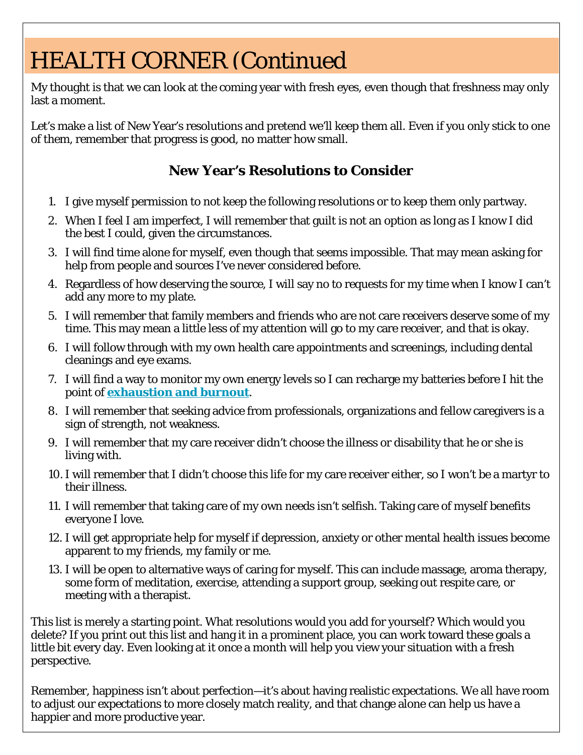# HEALTH CORNER (Continued

My thought is that we can look at the coming year with fresh eyes, even though that freshness may only last a moment.

Let's make a list of New Year's resolutions and pretend we'll keep them all. Even if you only stick to one of them, remember that progress is good, no matter how small.

### New Year's Resolutions to Consider

1. I give myself permission to not keep the following resolutions or to keep them only partway.
2. When I feel I am imperfect, I will remember that guilt is not an option as long as I know I did the best I could, given the circumstances.
3. I will find time alone for myself, even though that seems impossible. That may mean asking for help from people and sources I've never considered before.
4. Regardless of how deserving the source, I will say no to requests for my time when I know I can't add any more to my plate.
5. I will remember that family members and friends who are not care receivers deserve some of my time. This may mean a little less of my attention will go to my care receiver, and that is okay.
6. I will follow through with my own health care appointments and screenings, including dental cleanings and eye exams.
7. I will find a way to monitor my own energy levels so I can recharge my batteries before I hit the point of **exhaustion and burnout**.
8. I will remember that seeking advice from professionals, organizations and fellow caregivers is a sign of strength, not weakness.
9. I will remember that my care receiver didn't choose the illness or disability that he or she is living with.
10. I will remember that I didn't choose this life for my care receiver either, so I won't be a martyr to their illness.
11. I will remember that taking care of my own needs isn't selfish. Taking care of myself benefits everyone I love.
12. I will get appropriate help for myself if depression, anxiety or other mental health issues become apparent to my friends, my family or me.
13. I will be open to alternative ways of caring for myself. This can include massage, aroma therapy, some form of meditation, exercise, attending a support group, seeking out respite care, or meeting with a therapist.

This list is merely a starting point. What resolutions would you add for yourself? Which would you delete? If you print out this list and hang it in a prominent place, you can work toward these goals a little bit every day. Even looking at it once a month will help you view your situation with a fresh perspective.

Remember, happiness isn't about perfection—it's about having realistic expectations. We all have room to adjust our expectations to more closely match reality, and that change alone can help us have a happier and more productive year.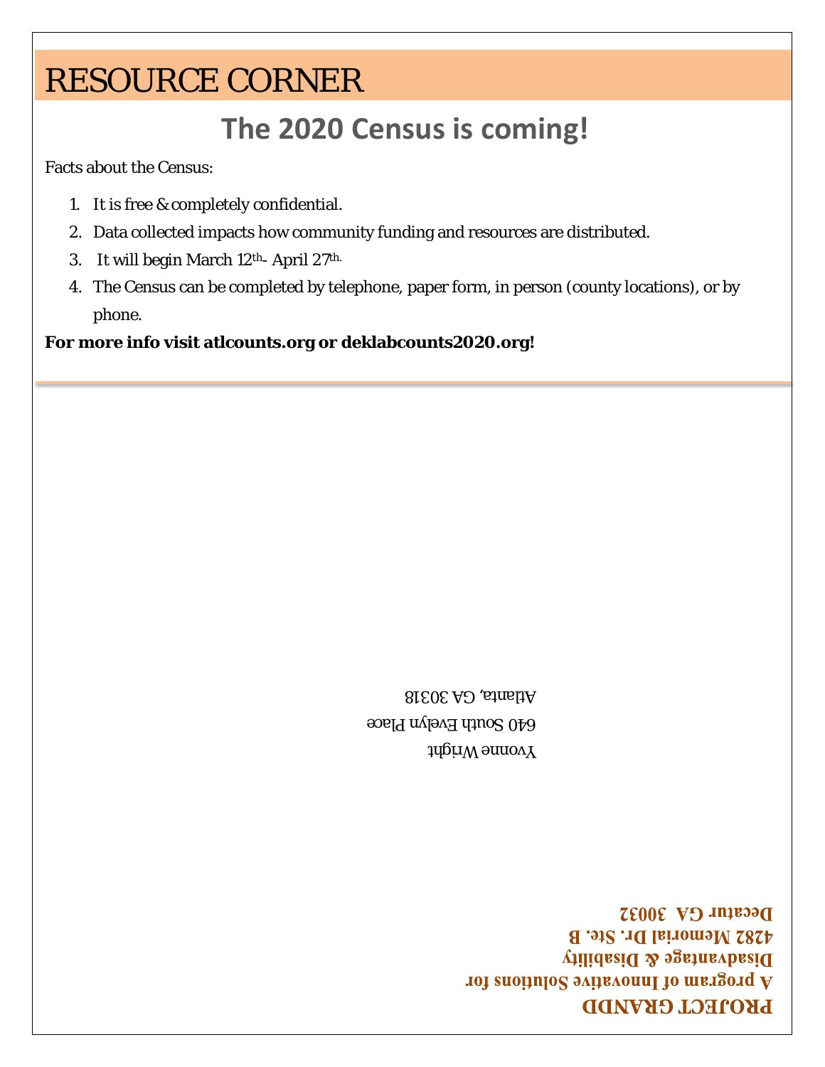# RESOURCE CORNER

## The 2020 Census is coming!

Facts about the Census:

1. It is free & completely confidential.
2. Data collected impacts how community funding and resources are distributed.
3. It will begin March 12th- April 27th.
4. The Census can be completed by telephone, paper form, in person (county locations), or by phone.

**For more info visit atlcounts.org or deklabcounts2020.org!**

Yvonne Wright
640 South Evelyn Place
Atlanta, GA 30318

**PROJECT GRAND**
**A program of Innovative Solutions for Disadvantage & Disability**
**4282 Memorial Dr. Ste. B**
**Decatur GA 30032**